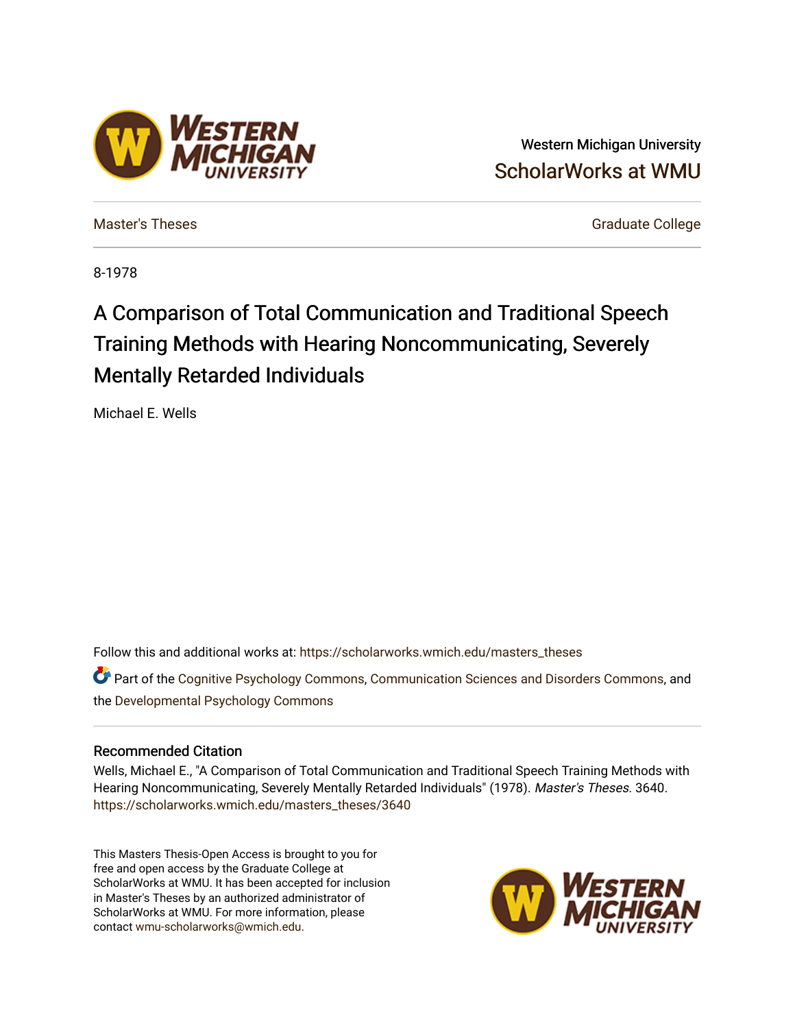Western Michigan University
ScholarWorks at WMU

Master's Theses | Graduate College

8-1978

# A Comparison of Total Communication and Traditional Speech Training Methods with Hearing Noncommunicating, Severely Mentally Retarded Individuals

Michael E. Wells

Follow this and additional works at: https://scholarworks.wmich.edu/masters_theses

Part of the Cognitive Psychology Commons, Communication Sciences and Disorders Commons, and the Developmental Psychology Commons

## Recommended Citation

Wells, Michael E., "A Comparison of Total Communication and Traditional Speech Training Methods with Hearing Noncommunicating, Severely Mentally Retarded Individuals" (1978). *Master's Theses*. 3640.
https://scholarworks.wmich.edu/masters_theses/3640

This Masters Thesis-Open Access is brought to you for free and open access by the Graduate College at ScholarWorks at WMU. It has been accepted for inclusion in Master's Theses by an authorized administrator of ScholarWorks at WMU. For more information, please contact wmu-scholarworks@wmich.edu.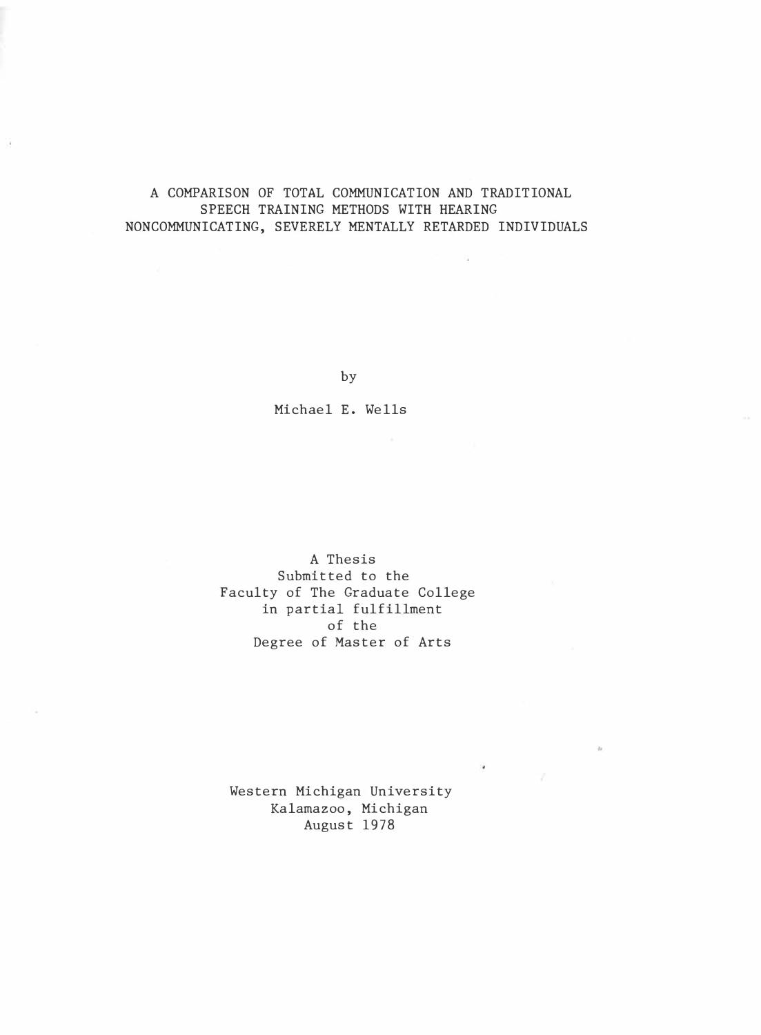# A COMPARISON OF TOTAL COMMUNICATION AND TRADITIONAL SPEECH TRAINING METHODS WITH HEARING NONCOMMUNICATING, SEVERELY MENTALLY RETARDED INDIVIDUALS

by

Michael E. Wells

A Thesis
Submitted to the
Faculty of The Graduate College
in partial fulfillment
of the
Degree of Master of Arts

Western Michigan University
Kalamazoo, Michigan
August 1978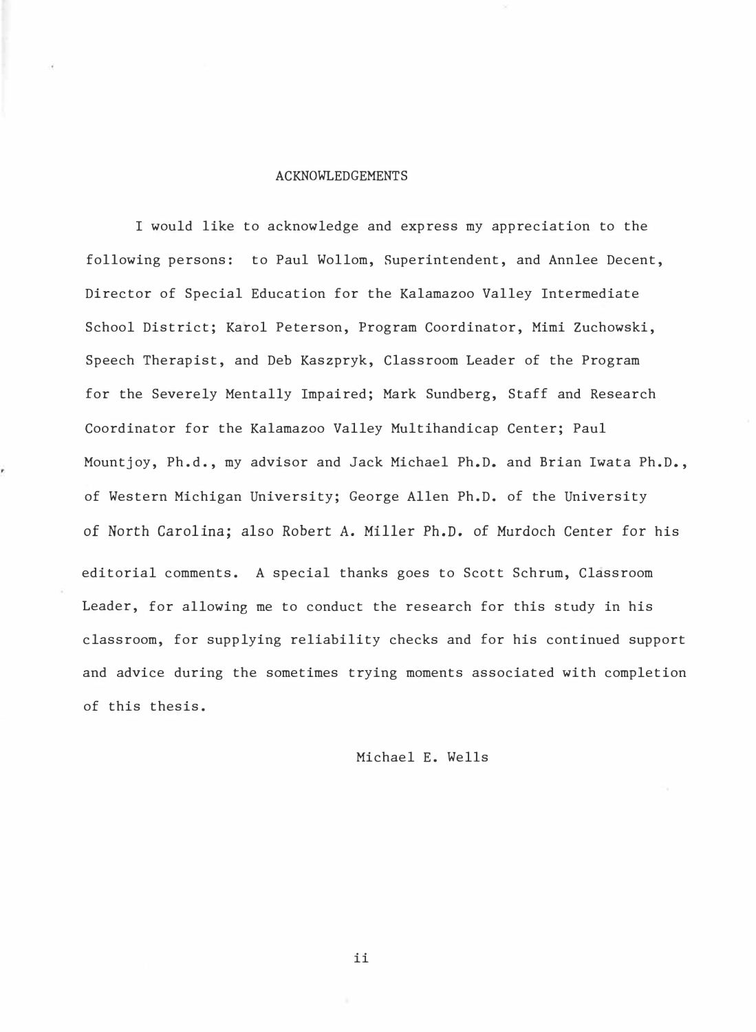# ACKNOWLEDGEMENTS

I would like to acknowledge and express my appreciation to the following persons: to Paul Wollom, Superintendent, and Annlee Decent, Director of Special Education for the Kalamazoo Valley Intermediate School District; Karol Peterson, Program Coordinator, Mimi Zuchowski, Speech Therapist, and Deb Kaszpryk, Classroom Leader of the Program for the Severely Mentally Impaired; Mark Sundberg, Staff and Research Coordinator for the Kalamazoo Valley Multihandicap Center; Paul Mountjoy, Ph.d., my advisor and Jack Michael Ph.D. and Brian Iwata Ph.D., of Western Michigan University; George Allen Ph.D. of the University of North Carolina; also Robert A. Miller Ph.D. of Murdoch Center for his editorial comments. A special thanks goes to Scott Schrum, Classroom Leader, for allowing me to conduct the research for this study in his classroom, for supplying reliability checks and for his continued support and advice during the sometimes trying moments associated with completion of this thesis.

Michael E. Wells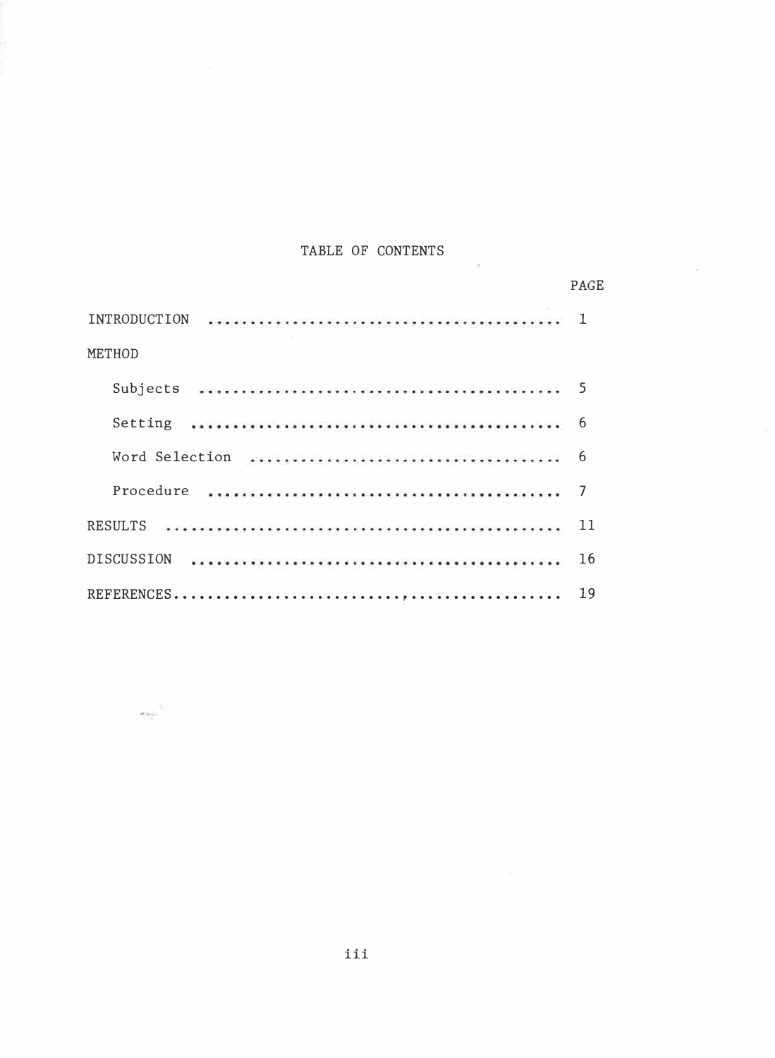# TABLE OF CONTENTS

| | PAGE |
|---|---|
| INTRODUCTION | 1 |
| METHOD | |
| Subjects | 5 |
| Setting | 6 |
| Word Selection | 6 |
| Procedure | 7 |
| RESULTS | 11 |
| DISCUSSION | 16 |
| REFERENCES | 19 |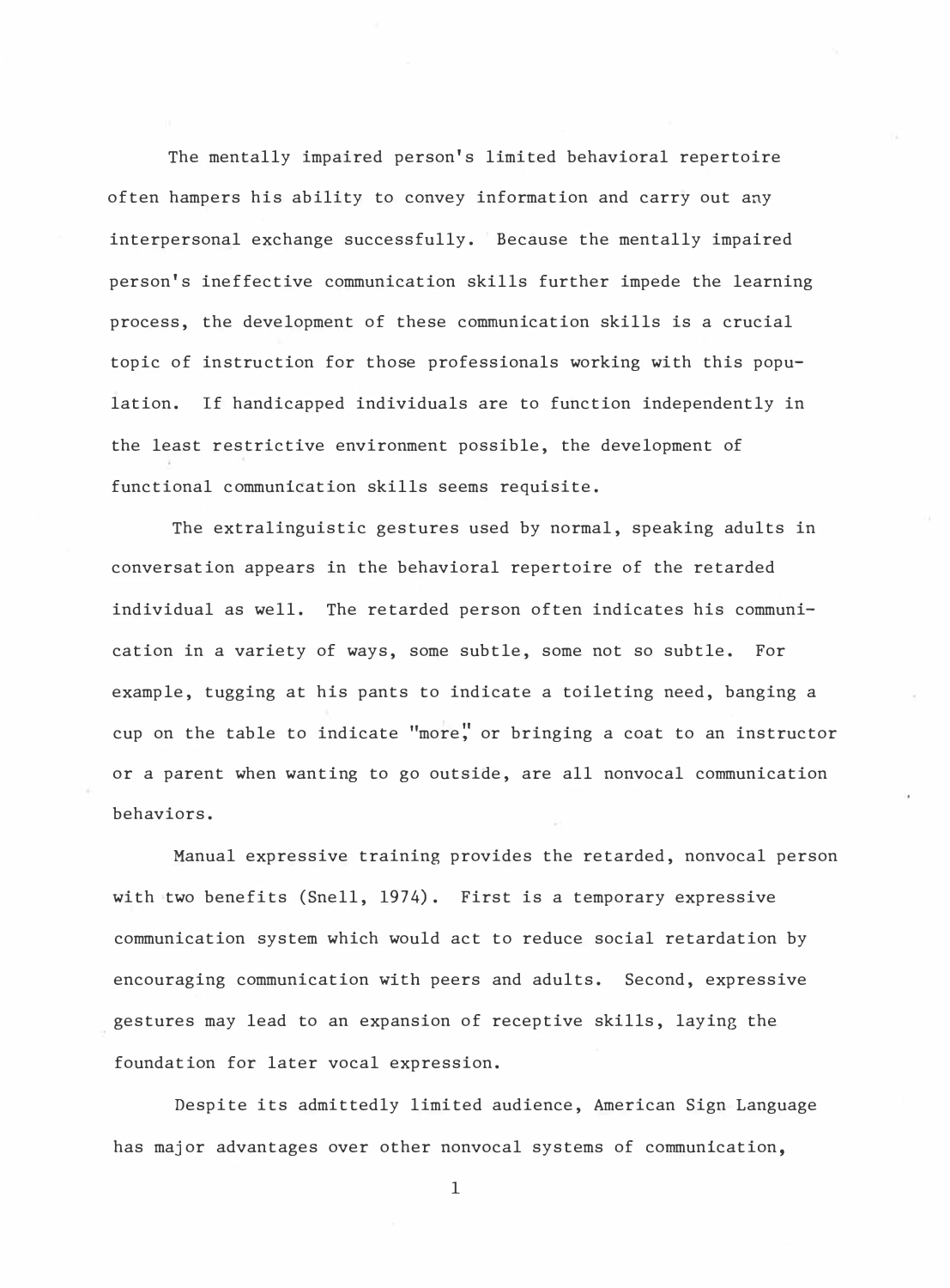The mentally impaired person's limited behavioral repertoire often hampers his ability to convey information and carry out any interpersonal exchange successfully. Because the mentally impaired person's ineffective communication skills further impede the learning process, the development of these communication skills is a crucial topic of instruction for those professionals working with this population. If handicapped individuals are to function independently in the least restrictive environment possible, the development of functional communication skills seems requisite.

The extralinguistic gestures used by normal, speaking adults in conversation appears in the behavioral repertoire of the retarded individual as well. The retarded person often indicates his communication in a variety of ways, some subtle, some not so subtle. For example, tugging at his pants to indicate a toileting need, banging a cup on the table to indicate "more," or bringing a coat to an instructor or a parent when wanting to go outside, are all nonvocal communication behaviors.

Manual expressive training provides the retarded, nonvocal person with two benefits (Snell, 1974). First is a temporary expressive communication system which would act to reduce social retardation by encouraging communication with peers and adults. Second, expressive gestures may lead to an expansion of receptive skills, laying the foundation for later vocal expression.

Despite its admittedly limited audience, American Sign Language has major advantages over other nonvocal systems of communication,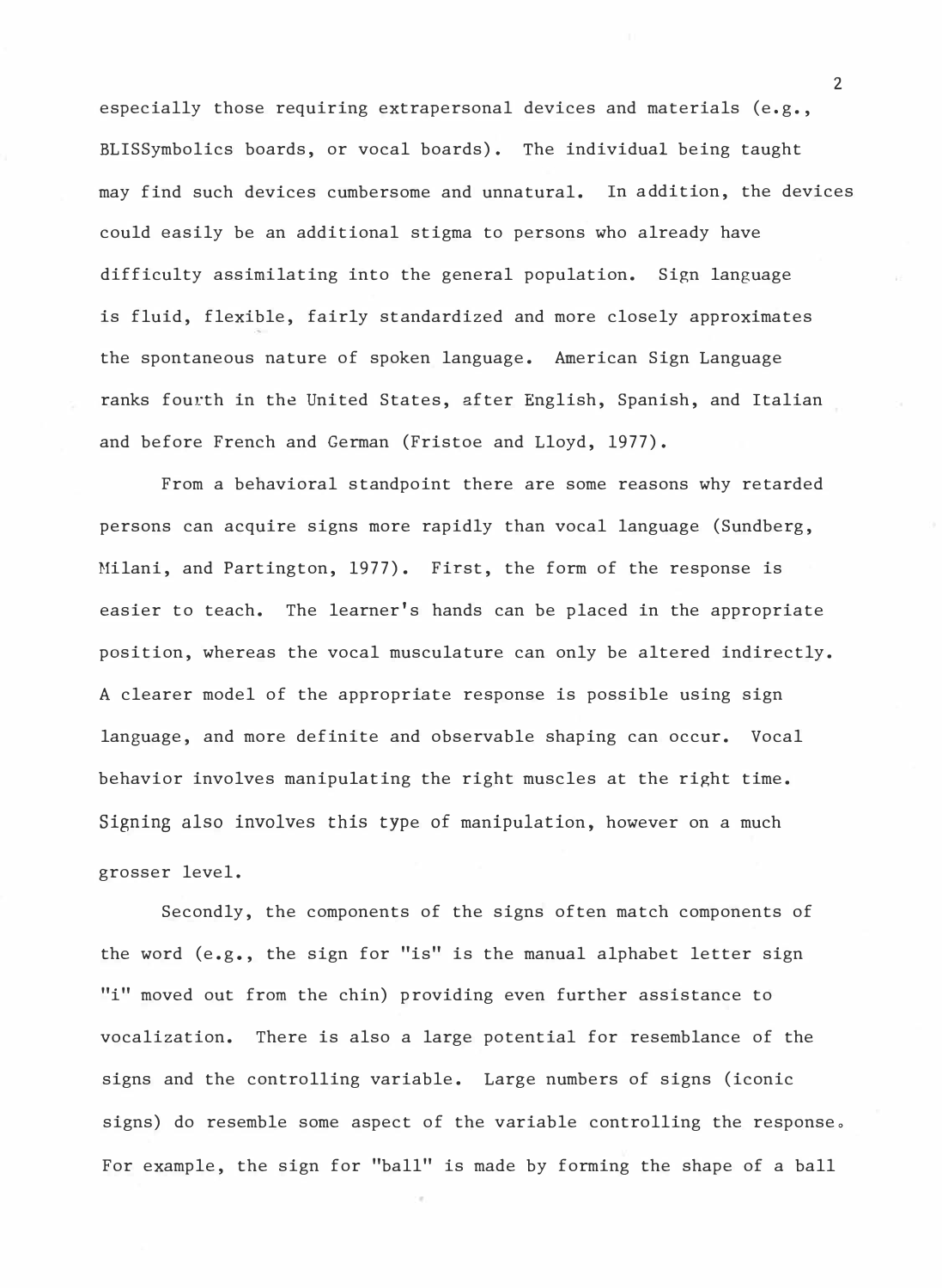especially those requiring extrapersonal devices and materials (e.g., BLISSymbolics boards, or vocal boards). The individual being taught may find such devices cumbersome and unnatural. In addition, the devices could easily be an additional stigma to persons who already have difficulty assimilating into the general population. Sign language is fluid, flexible, fairly standardized and more closely approximates the spontaneous nature of spoken language. American Sign Language ranks fourth in the United States, after English, Spanish, and Italian and before French and German (Fristoe and Lloyd, 1977).

From a behavioral standpoint there are some reasons why retarded persons can acquire signs more rapidly than vocal language (Sundberg, Milani, and Partington, 1977). First, the form of the response is easier to teach. The learner's hands can be placed in the appropriate position, whereas the vocal musculature can only be altered indirectly. A clearer model of the appropriate response is possible using sign language, and more definite and observable shaping can occur. Vocal behavior involves manipulating the right muscles at the right time. Signing also involves this type of manipulation, however on a much grosser level.

Secondly, the components of the signs often match components of the word (e.g., the sign for "is" is the manual alphabet letter sign "i" moved out from the chin) providing even further assistance to vocalization. There is also a large potential for resemblance of the signs and the controlling variable. Large numbers of signs (iconic signs) do resemble some aspect of the variable controlling the response. For example, the sign for "ball" is made by forming the shape of a ball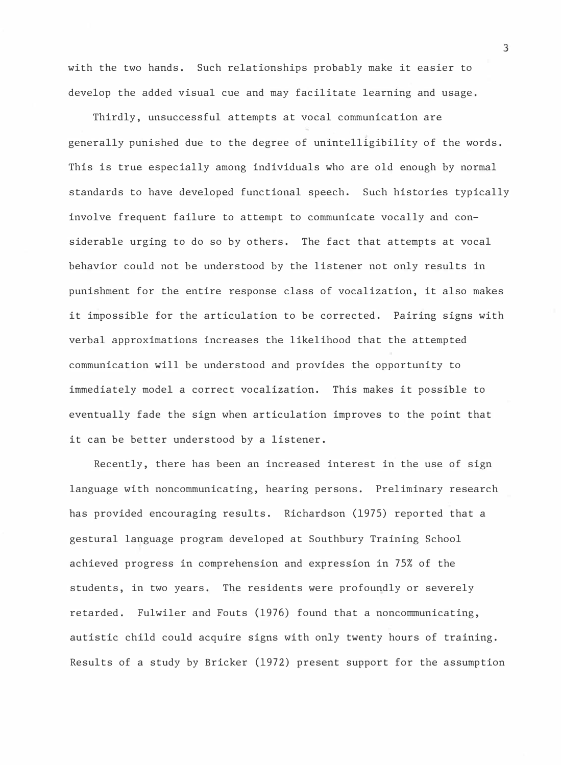with the two hands. Such relationships probably make it easier to develop the added visual cue and may facilitate learning and usage.

Thirdly, unsuccessful attempts at vocal communication are generally punished due to the degree of unintelligibility of the words. This is true especially among individuals who are old enough by normal standards to have developed functional speech. Such histories typically involve frequent failure to attempt to communicate vocally and considerable urging to do so by others. The fact that attempts at vocal behavior could not be understood by the listener not only results in punishment for the entire response class of vocalization, it also makes it impossible for the articulation to be corrected. Pairing signs with verbal approximations increases the likelihood that the attempted communication will be understood and provides the opportunity to immediately model a correct vocalization. This makes it possible to eventually fade the sign when articulation improves to the point that it can be better understood by a listener.

Recently, there has been an increased interest in the use of sign language with noncommunicating, hearing persons. Preliminary research has provided encouraging results. Richardson (1975) reported that a gestural language program developed at Southbury Training School achieved progress in comprehension and expression in 75% of the students, in two years. The residents were profoundly or severely retarded. Fulwiler and Fouts (1976) found that a noncommunicating, autistic child could acquire signs with only twenty hours of training. Results of a study by Bricker (1972) present support for the assumption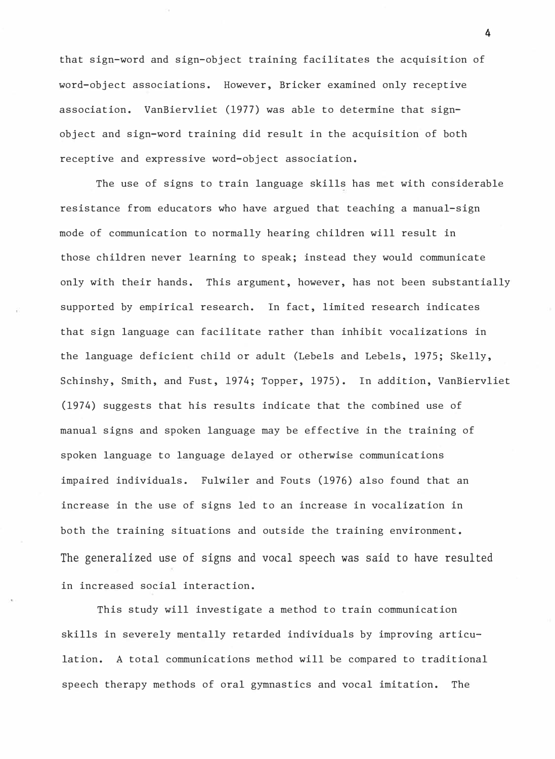that sign-word and sign-object training facilitates the acquisition of word-object associations. However, Bricker examined only receptive association. VanBiervliet (1977) was able to determine that sign-object and sign-word training did result in the acquisition of both receptive and expressive word-object association.

The use of signs to train language skills has met with considerable resistance from educators who have argued that teaching a manual-sign mode of communication to normally hearing children will result in those children never learning to speak; instead they would communicate only with their hands. This argument, however, has not been substantially supported by empirical research. In fact, limited research indicates that sign language can facilitate rather than inhibit vocalizations in the language deficient child or adult (Lebels and Lebels, 1975; Skelly, Schinshy, Smith, and Fust, 1974; Topper, 1975). In addition, VanBiervliet (1974) suggests that his results indicate that the combined use of manual signs and spoken language may be effective in the training of spoken language to language delayed or otherwise communications impaired individuals. Fulwiler and Fouts (1976) also found that an increase in the use of signs led to an increase in vocalization in both the training situations and outside the training environment. The generalized use of signs and vocal speech was said to have resulted in increased social interaction.

This study will investigate a method to train communication skills in severely mentally retarded individuals by improving articulation. A total communications method will be compared to traditional speech therapy methods of oral gymnastics and vocal imitation. The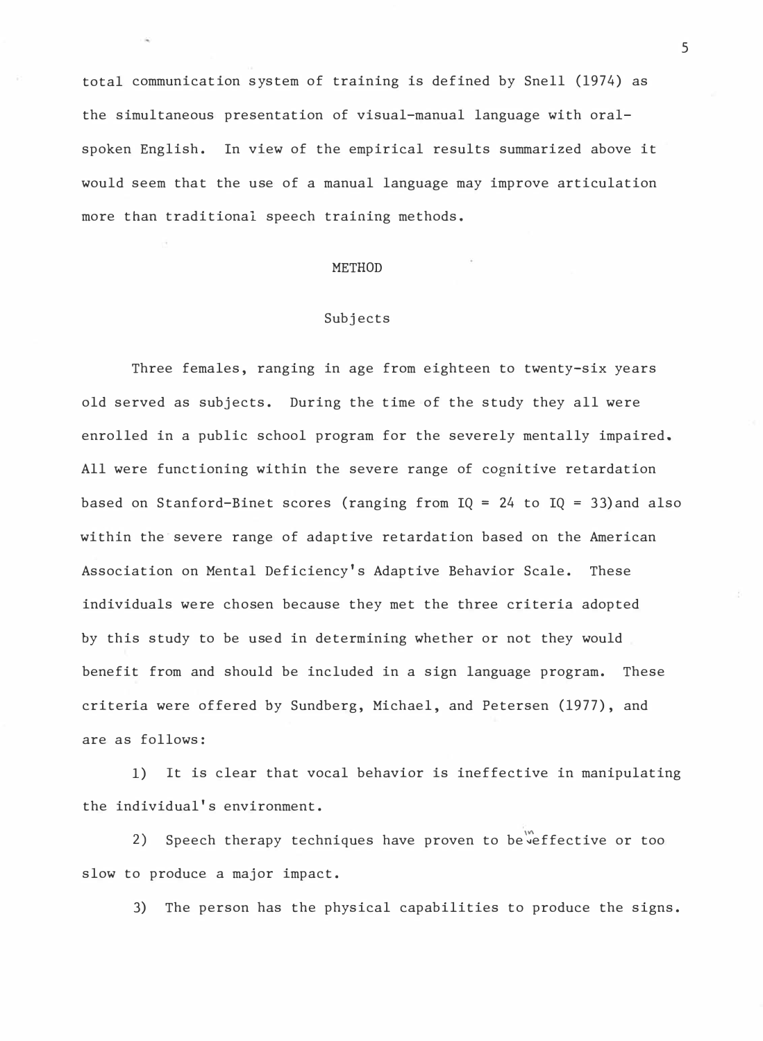total communication system of training is defined by Snell (1974) as the simultaneous presentation of visual-manual language with oral-spoken English. In view of the empirical results summarized above it would seem that the use of a manual language may improve articulation more than traditional speech training methods.

## METHOD

### Subjects

Three females, ranging in age from eighteen to twenty-six years old served as subjects. During the time of the study they all were enrolled in a public school program for the severely mentally impaired. All were functioning within the severe range of cognitive retardation based on Stanford-Binet scores (ranging from IQ = 24 to IQ = 33)and also within the severe range of adaptive retardation based on the American Association on Mental Deficiency's Adaptive Behavior Scale. These individuals were chosen because they met the three criteria adopted by this study to be used in determining whether or not they would benefit from and should be included in a sign language program. These criteria were offered by Sundberg, Michael, and Petersen (1977), and are as follows:

1) It is clear that vocal behavior is ineffective in manipulating the individual's environment.

2) Speech therapy techniques have proven to be ineffective or too slow to produce a major impact.

3) The person has the physical capabilities to produce the signs.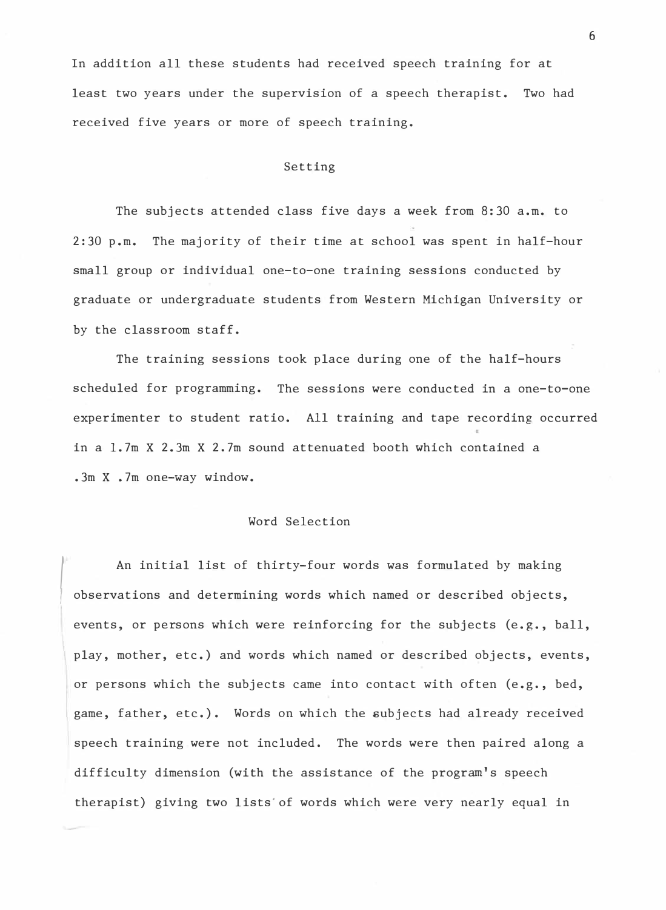In addition all these students had received speech training for at least two years under the supervision of a speech therapist. Two had received five years or more of speech training.

## Setting

The subjects attended class five days a week from 8:30 a.m. to 2:30 p.m. The majority of their time at school was spent in half-hour small group or individual one-to-one training sessions conducted by graduate or undergraduate students from Western Michigan University or by the classroom staff.

The training sessions took place during one of the half-hours scheduled for programming. The sessions were conducted in a one-to-one experimenter to student ratio. All training and tape recording occurred in a 1.7m X 2.3m X 2.7m sound attenuated booth which contained a .3m X .7m one-way window.

## Word Selection

An initial list of thirty-four words was formulated by making observations and determining words which named or described objects, events, or persons which were reinforcing for the subjects (e.g., ball, play, mother, etc.) and words which named or described objects, events, or persons which the subjects came into contact with often (e.g., bed, game, father, etc.). Words on which the subjects had already received speech training were not included. The words were then paired along a difficulty dimension (with the assistance of the program's speech therapist) giving two lists of words which were very nearly equal in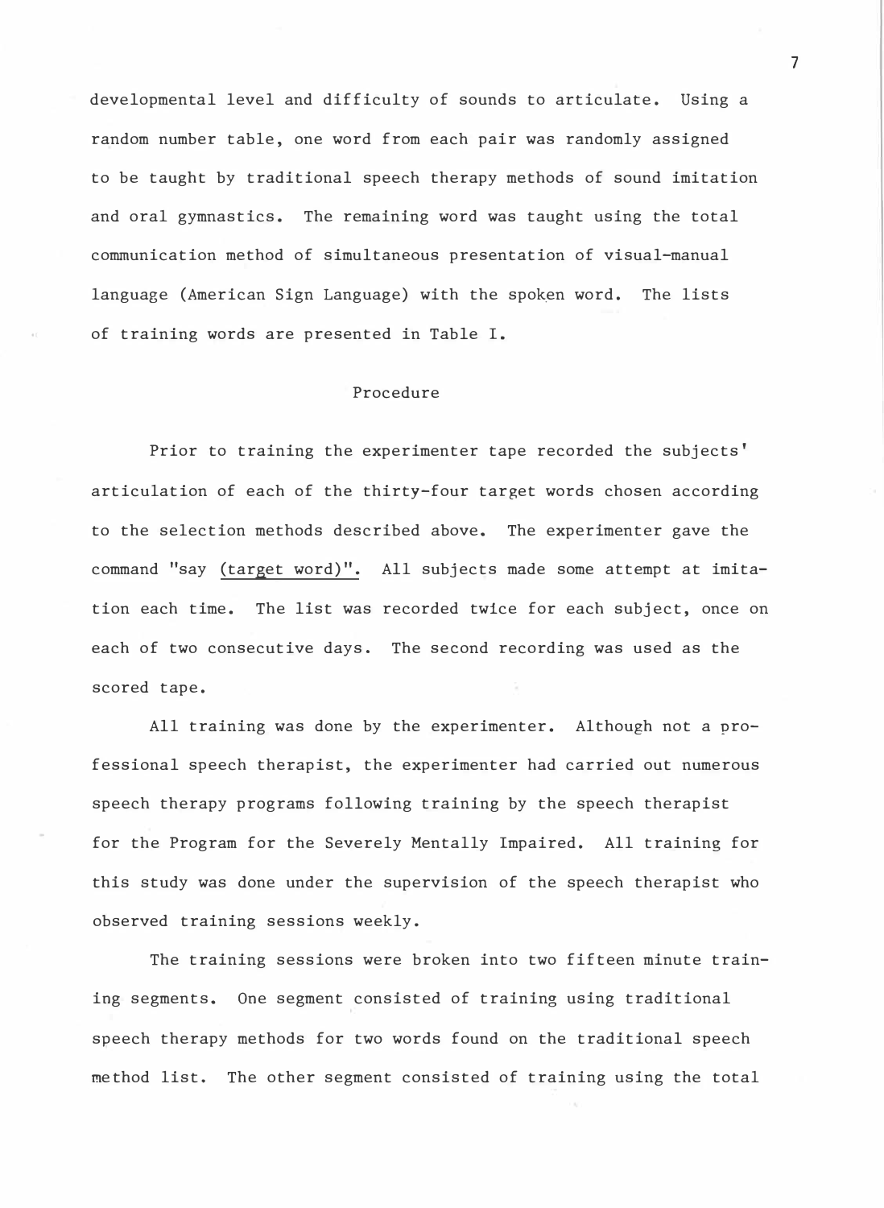developmental level and difficulty of sounds to articulate. Using a random number table, one word from each pair was randomly assigned to be taught by traditional speech therapy methods of sound imitation and oral gymnastics. The remaining word was taught using the total communication method of simultaneous presentation of visual-manual language (American Sign Language) with the spoken word. The lists of training words are presented in Table I.

## Procedure

Prior to training the experimenter tape recorded the subjects' articulation of each of the thirty-four target words chosen according to the selection methods described above. The experimenter gave the command "say <u>(target word)</u>". All subjects made some attempt at imitation each time. The list was recorded twice for each subject, once on each of two consecutive days. The second recording was used as the scored tape.

All training was done by the experimenter. Although not a professional speech therapist, the experimenter had carried out numerous speech therapy programs following training by the speech therapist for the Program for the Severely Mentally Impaired. All training for this study was done under the supervision of the speech therapist who observed training sessions weekly.

The training sessions were broken into two fifteen minute training segments. One segment consisted of training using traditional speech therapy methods for two words found on the traditional speech method list. The other segment consisted of training using the total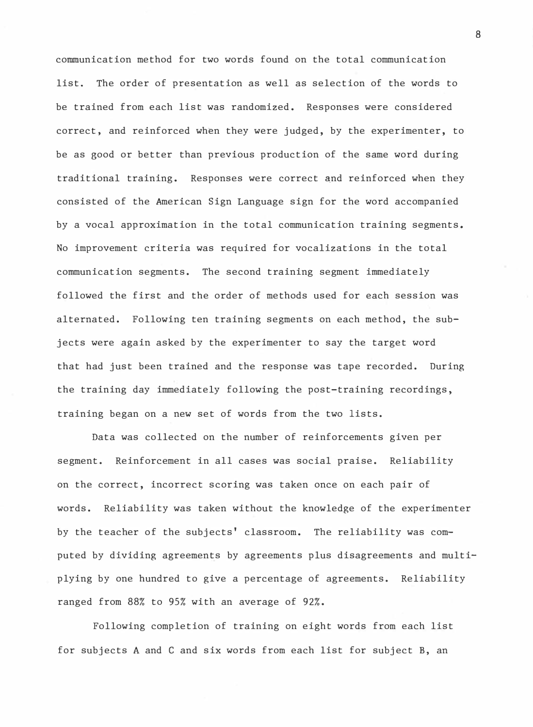communication method for two words found on the total communication list. The order of presentation as well as selection of the words to be trained from each list was randomized. Responses were considered correct, and reinforced when they were judged, by the experimenter, to be as good or better than previous production of the same word during traditional training. Responses were correct and reinforced when they consisted of the American Sign Language sign for the word accompanied by a vocal approximation in the total communication training segments. No improvement criteria was required for vocalizations in the total communication segments. The second training segment immediately followed the first and the order of methods used for each session was alternated. Following ten training segments on each method, the subjects were again asked by the experimenter to say the target word that had just been trained and the response was tape recorded. During the training day immediately following the post-training recordings, training began on a new set of words from the two lists.

Data was collected on the number of reinforcements given per segment. Reinforcement in all cases was social praise. Reliability on the correct, incorrect scoring was taken once on each pair of words. Reliability was taken without the knowledge of the experimenter by the teacher of the subjects' classroom. The reliability was computed by dividing agreements by agreements plus disagreements and multiplying by one hundred to give a percentage of agreements. Reliability ranged from 88% to 95% with an average of 92%.

Following completion of training on eight words from each list for subjects A and C and six words from each list for subject B, an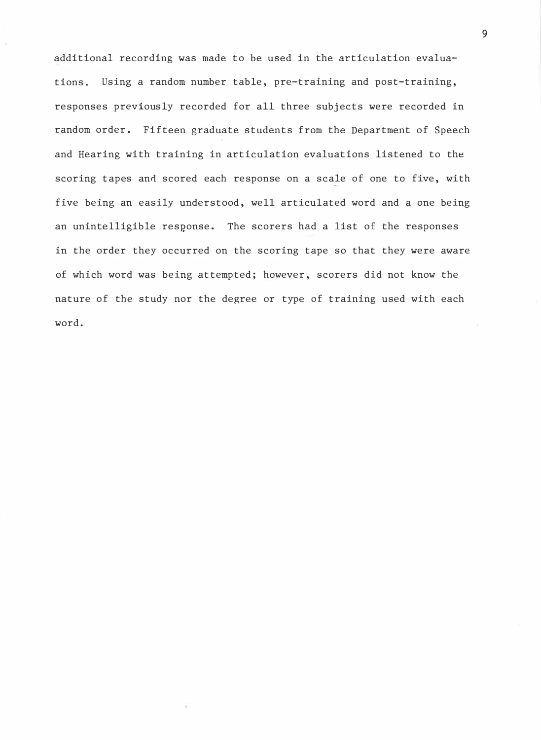additional recording was made to be used in the articulation evaluations. Using a random number table, pre-training and post-training, responses previously recorded for all three subjects were recorded in random order. Fifteen graduate students from the Department of Speech and Hearing with training in articulation evaluations listened to the scoring tapes and scored each response on a scale of one to five, with five being an easily understood, well articulated word and a one being an unintelligible response. The scorers had a list of the responses in the order they occurred on the scoring tape so that they were aware of which word was being attempted; however, scorers did not know the nature of the study nor the degree or type of training used with each word.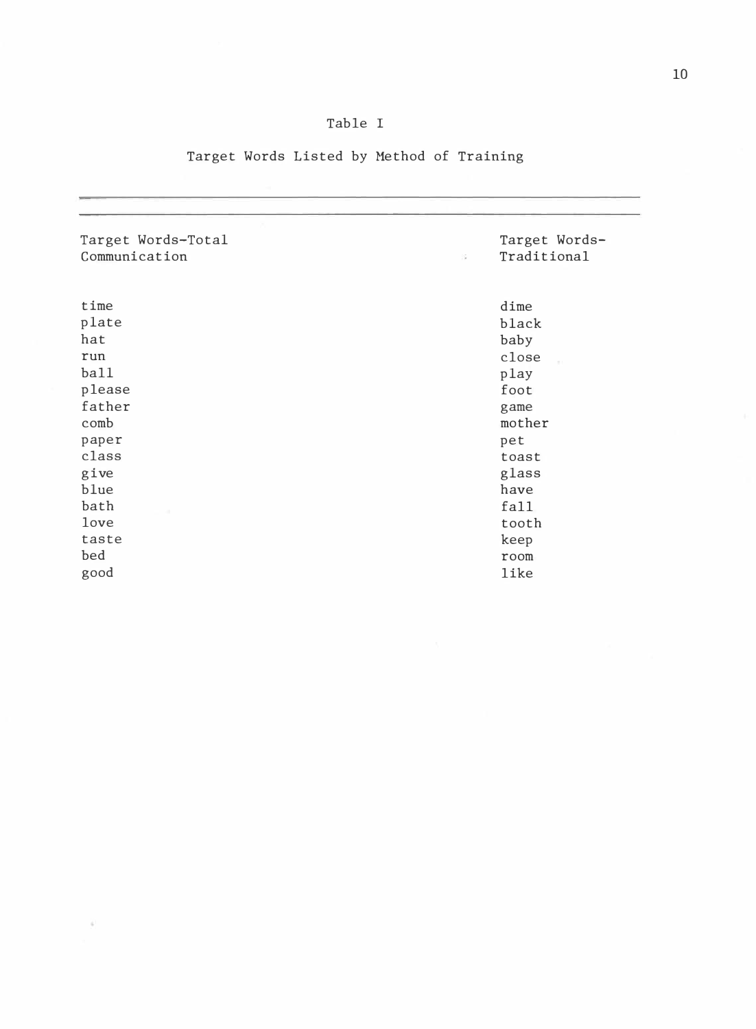Table I

Target Words Listed by Method of Training

| Target Words-Total Communication | Target Words-Traditional |
|---|---|
| time | dime |
| plate | black |
| hat | baby |
| run | close |
| ball | play |
| please | foot |
| father | game |
| comb | mother |
| paper | pet |
| class | toast |
| give | glass |
| blue | have |
| bath | fall |
| love | tooth |
| taste | keep |
| bed | room |
| good | like |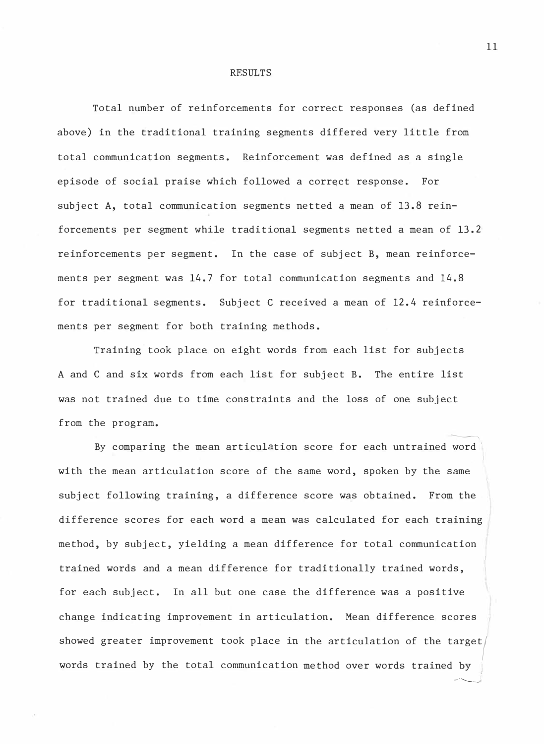# RESULTS

Total number of reinforcements for correct responses (as defined above) in the traditional training segments differed very little from total communication segments. Reinforcement was defined as a single episode of social praise which followed a correct response. For subject A, total communication segments netted a mean of 13.8 reinforcements per segment while traditional segments netted a mean of 13.2 reinforcements per segment. In the case of subject B, mean reinforcements per segment was 14.7 for total communication segments and 14.8 for traditional segments. Subject C received a mean of 12.4 reinforcements per segment for both training methods.

Training took place on eight words from each list for subjects A and C and six words from each list for subject B. The entire list was not trained due to time constraints and the loss of one subject from the program.

By comparing the mean articulation score for each untrained word with the mean articulation score of the same word, spoken by the same subject following training, a difference score was obtained. From the difference scores for each word a mean was calculated for each training method, by subject, yielding a mean difference for total communication trained words and a mean difference for traditionally trained words, for each subject. In all but one case the difference was a positive change indicating improvement in articulation. Mean difference scores showed greater improvement took place in the articulation of the target words trained by the total communication method over words trained by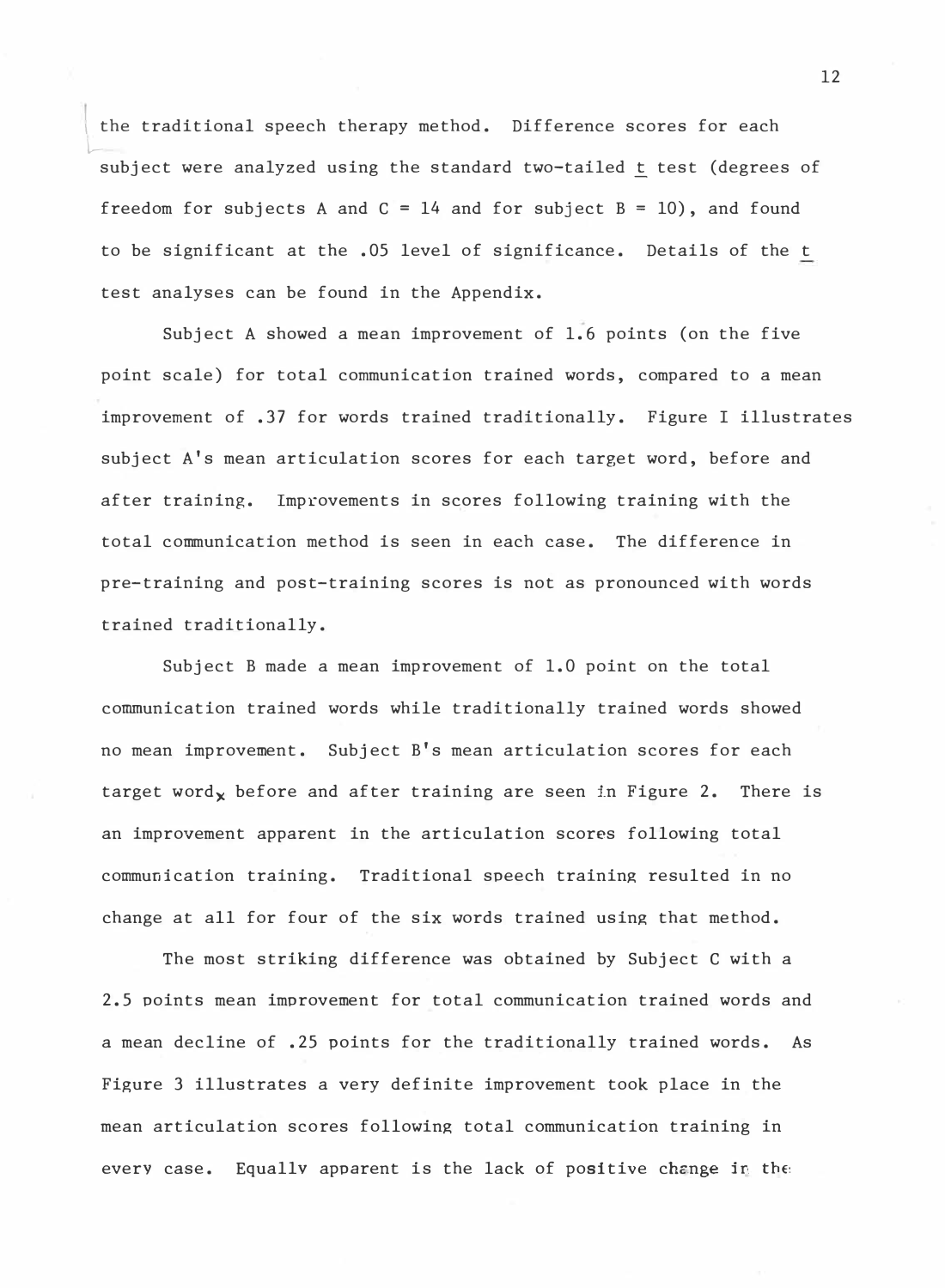the traditional speech therapy method. Difference scores for each subject were analyzed using the standard two-tailed *t* test (degrees of freedom for subjects A and C = 14 and for subject B = 10), and found to be significant at the .05 level of significance. Details of the *t* test analyses can be found in the Appendix.

Subject A showed a mean improvement of 1.6 points (on the five point scale) for total communication trained words, compared to a mean improvement of .37 for words trained traditionally. Figure I illustrates subject A's mean articulation scores for each target word, before and after training. Improvements in scores following training with the total communication method is seen in each case. The difference in pre-training and post-training scores is not as pronounced with words trained traditionally.

Subject B made a mean improvement of 1.0 point on the total communication trained words while traditionally trained words showed no mean improvement. Subject B's mean articulation scores for each target word, before and after training are seen in Figure 2. There is an improvement apparent in the articulation scores following total communication training. Traditional speech training resulted in no change at all for four of the six words trained using that method.

The most striking difference was obtained by Subject C with a 2.5 points mean improvement for total communication trained words and a mean decline of .25 points for the traditionally trained words. As Figure 3 illustrates a very definite improvement took place in the mean articulation scores following total communication training in every case. Equally apparent is the lack of positive change in the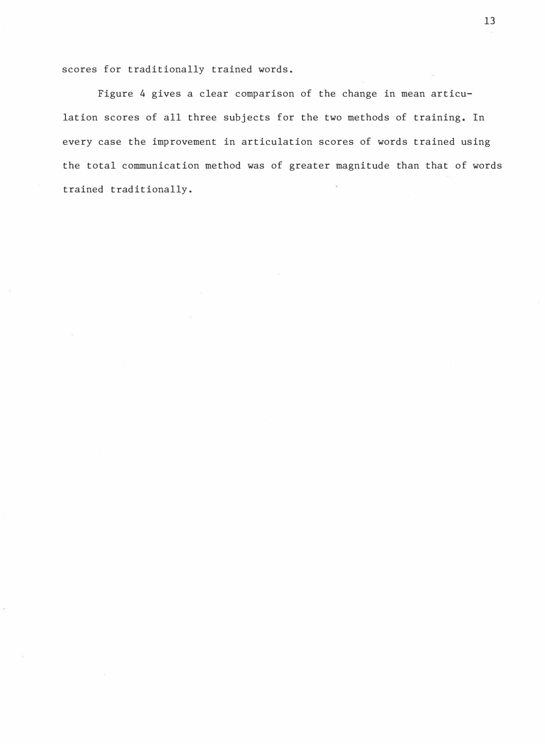scores for traditionally trained words.

Figure 4 gives a clear comparison of the change in mean articulation scores of all three subjects for the two methods of training. In every case the improvement in articulation scores of words trained using the total communication method was of greater magnitude than that of words trained traditionally.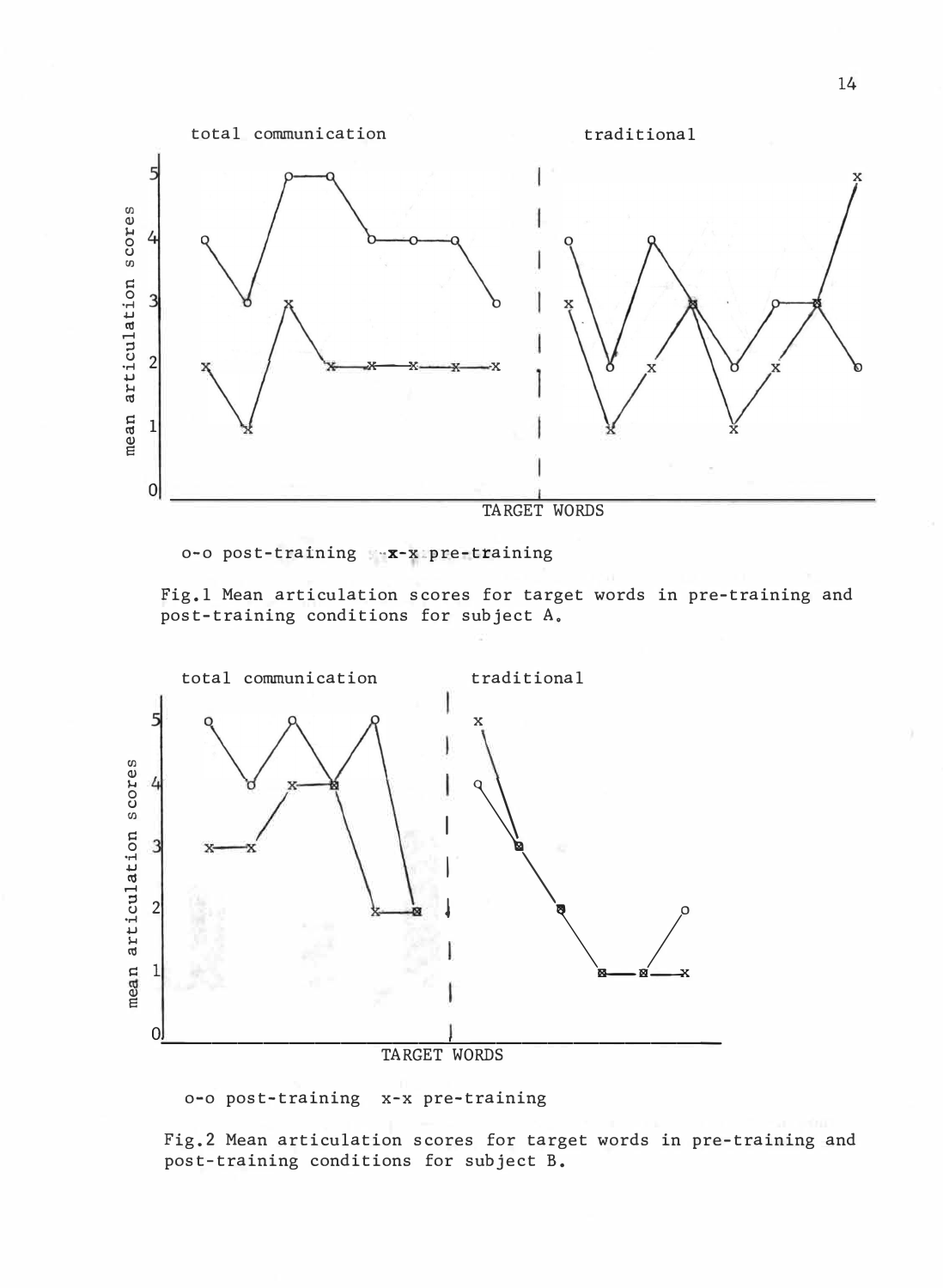o-o post-training x-x pre-training

Fig.1 Mean articulation scores for target words in pre-training and post-training conditions for subject A.

o-o post-training x-x pre-training

Fig.2 Mean articulation scores for target words in pre-training and post-training conditions for subject B.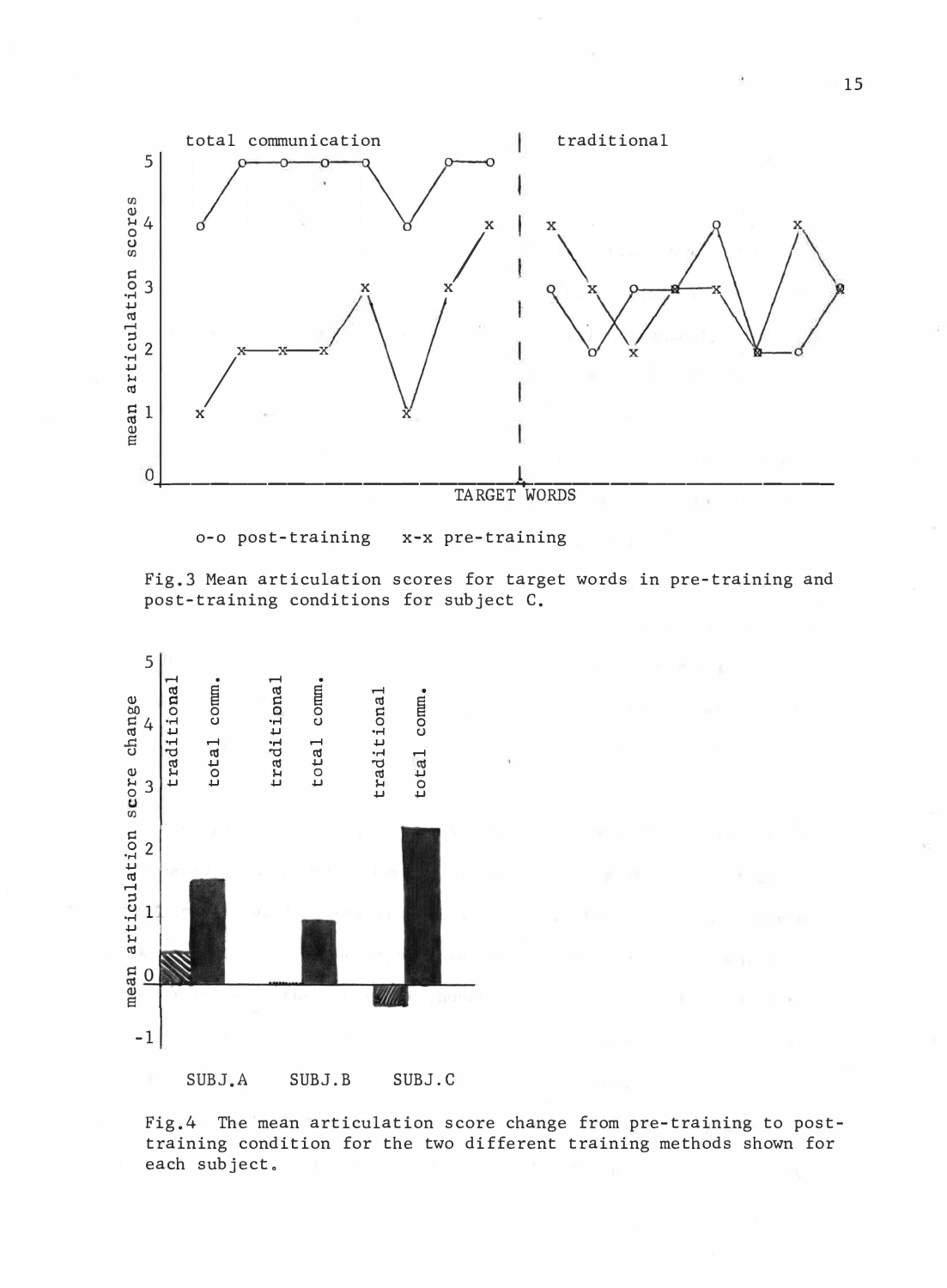Fig.3 Mean articulation scores for target words in pre-training and post-training conditions for subject C.

Fig.4 The mean articulation score change from pre-training to post-training condition for the two different training methods shown for each subject.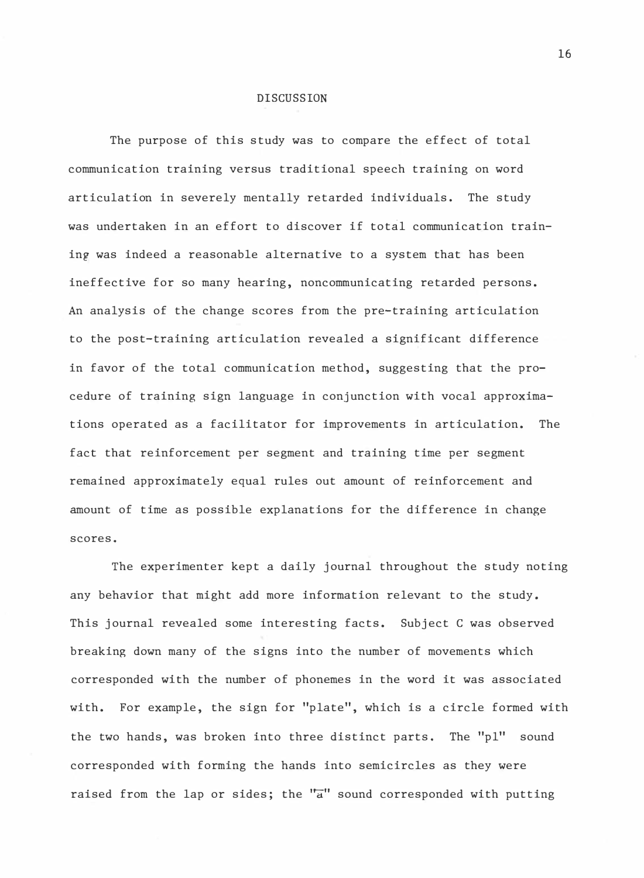# DISCUSSION

The purpose of this study was to compare the effect of total communication training versus traditional speech training on word articulation in severely mentally retarded individuals. The study was undertaken in an effort to discover if total communication training was indeed a reasonable alternative to a system that has been ineffective for so many hearing, noncommunicating retarded persons. An analysis of the change scores from the pre-training articulation to the post-training articulation revealed a significant difference in favor of the total communication method, suggesting that the procedure of training sign language in conjunction with vocal approximations operated as a facilitator for improvements in articulation. The fact that reinforcement per segment and training time per segment remained approximately equal rules out amount of reinforcement and amount of time as possible explanations for the difference in change scores.

The experimenter kept a daily journal throughout the study noting any behavior that might add more information relevant to the study. This journal revealed some interesting facts. Subject C was observed breaking down many of the signs into the number of movements which corresponded with the number of phonemes in the word it was associated with. For example, the sign for "plate", which is a circle formed with the two hands, was broken into three distinct parts. The "pl" sound corresponded with forming the hands into semicircles as they were raised from the lap or sides; the "$\bar{a}$" sound corresponded with putting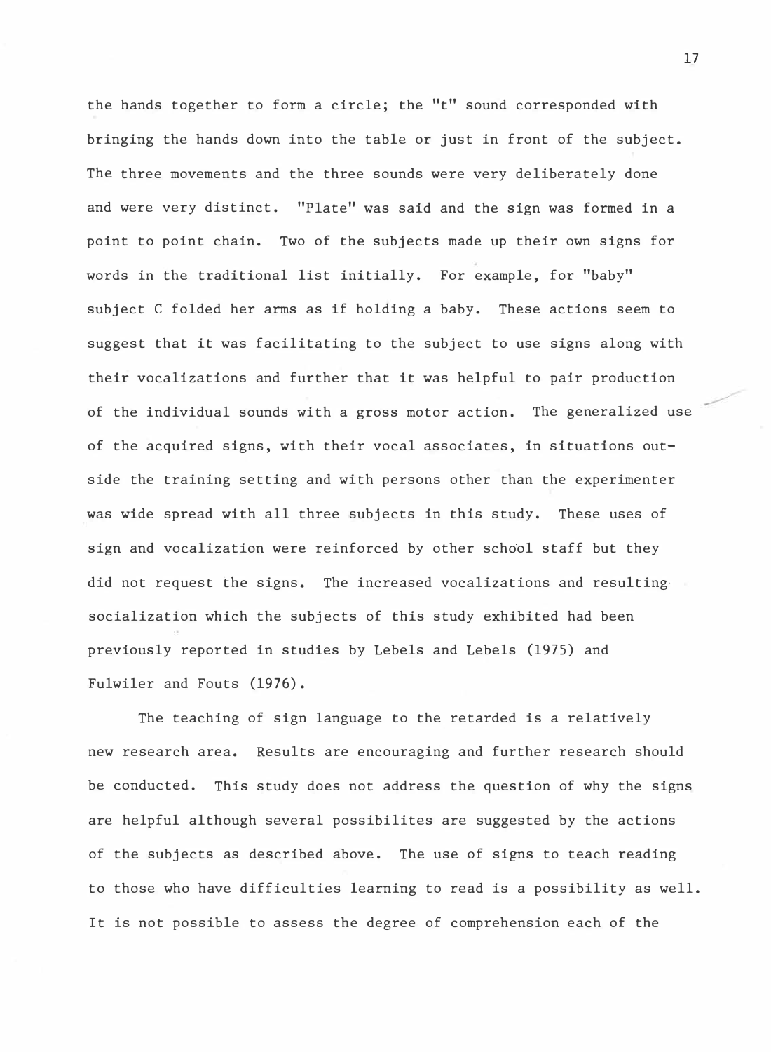the hands together to form a circle; the "t" sound corresponded with bringing the hands down into the table or just in front of the subject. The three movements and the three sounds were very deliberately done and were very distinct. "Plate" was said and the sign was formed in a point to point chain. Two of the subjects made up their own signs for words in the traditional list initially. For example, for "baby" subject C folded her arms as if holding a baby. These actions seem to suggest that it was facilitating to the subject to use signs along with their vocalizations and further that it was helpful to pair production of the individual sounds with a gross motor action. The generalized use of the acquired signs, with their vocal associates, in situations outside the training setting and with persons other than the experimenter was wide spread with all three subjects in this study. These uses of sign and vocalization were reinforced by other school staff but they did not request the signs. The increased vocalizations and resulting socialization which the subjects of this study exhibited had been previously reported in studies by Lebels and Lebels (1975) and Fulwiler and Fouts (1976).

The teaching of sign language to the retarded is a relatively new research area. Results are encouraging and further research should be conducted. This study does not address the question of why the signs are helpful although several possibilites are suggested by the actions of the subjects as described above. The use of signs to teach reading to those who have difficulties learning to read is a possibility as well. It is not possible to assess the degree of comprehension each of the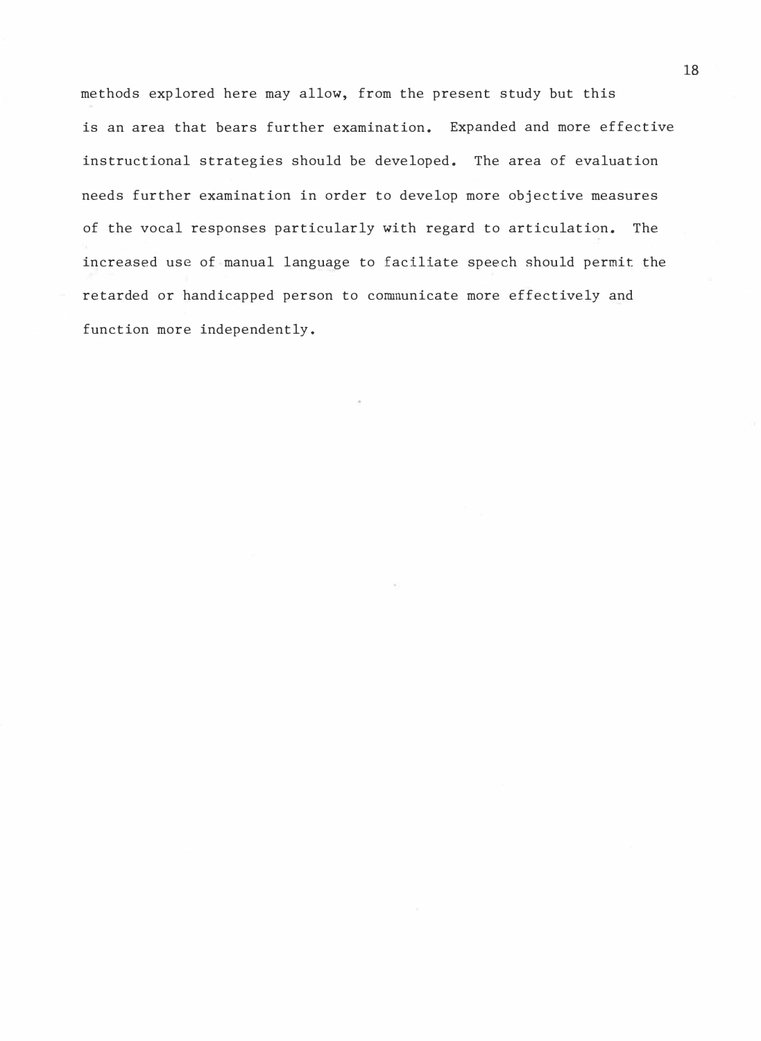methods explored here may allow, from the present study but this is an area that bears further examination. Expanded and more effective instructional strategies should be developed. The area of evaluation needs further examination in order to develop more objective measures of the vocal responses particularly with regard to articulation. The increased use of manual language to faciliate speech should permit the retarded or handicapped person to communicate more effectively and function more independently.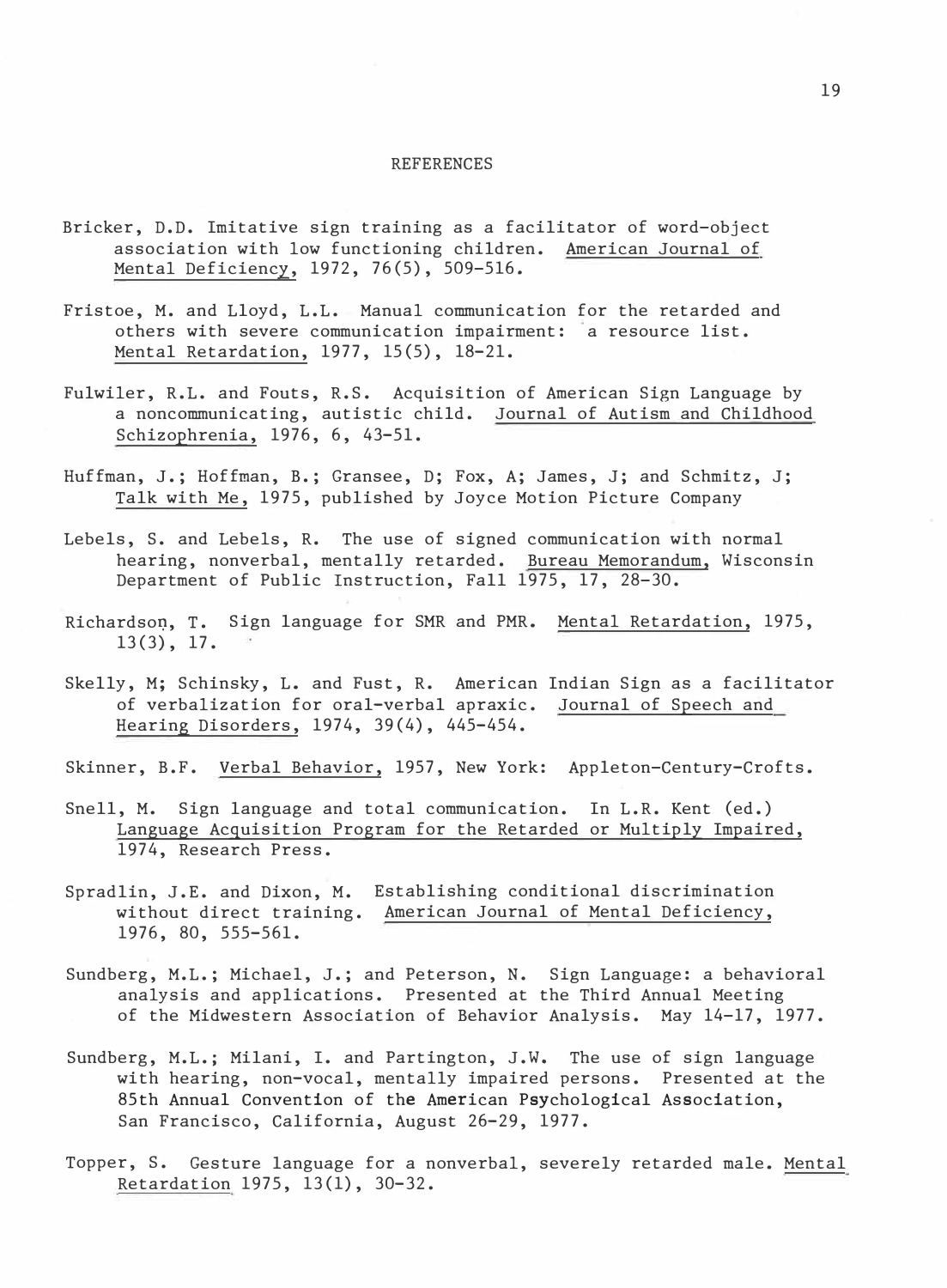# REFERENCES

Bricker, D.D. Imitative sign training as a facilitator of word-object association with low functioning children. American Journal of Mental Deficiency, 1972, 76(5), 509-516.

Fristoe, M. and Lloyd, L.L. Manual communication for the retarded and others with severe communication impairment: a resource list. Mental Retardation, 1977, 15(5), 18-21.

Fulwiler, R.L. and Fouts, R.S. Acquisition of American Sign Language by a noncommunicating, autistic child. Journal of Autism and Childhood Schizophrenia, 1976, 6, 43-51.

Huffman, J.; Hoffman, B.; Gransee, D; Fox, A; James, J; and Schmitz, J; Talk with Me, 1975, published by Joyce Motion Picture Company

Lebels, S. and Lebels, R. The use of signed communication with normal hearing, nonverbal, mentally retarded. Bureau Memorandum, Wisconsin Department of Public Instruction, Fall 1975, 17, 28-30.

Richardson, T. Sign language for SMR and PMR. Mental Retardation, 1975, 13(3), 17.

Skelly, M; Schinsky, L. and Fust, R. American Indian Sign as a facilitator of verbalization for oral-verbal apraxic. Journal of Speech and Hearing Disorders, 1974, 39(4), 445-454.

Skinner, B.F. Verbal Behavior, 1957, New York: Appleton-Century-Crofts.

Snell, M. Sign language and total communication. In L.R. Kent (ed.) Language Acquisition Program for the Retarded or Multiply Impaired, 1974, Research Press.

Spradlin, J.E. and Dixon, M. Establishing conditional discrimination without direct training. American Journal of Mental Deficiency, 1976, 80, 555-561.

Sundberg, M.L.; Michael, J.; and Peterson, N. Sign Language: a behavioral analysis and applications. Presented at the Third Annual Meeting of the Midwestern Association of Behavior Analysis. May 14-17, 1977.

Sundberg, M.L.; Milani, I. and Partington, J.W. The use of sign language with hearing, non-vocal, mentally impaired persons. Presented at the 85th Annual Convention of the American Psychological Association, San Francisco, California, August 26-29, 1977.

Topper, S. Gesture language for a nonverbal, severely retarded male. Mental Retardation 1975, 13(1), 30-32.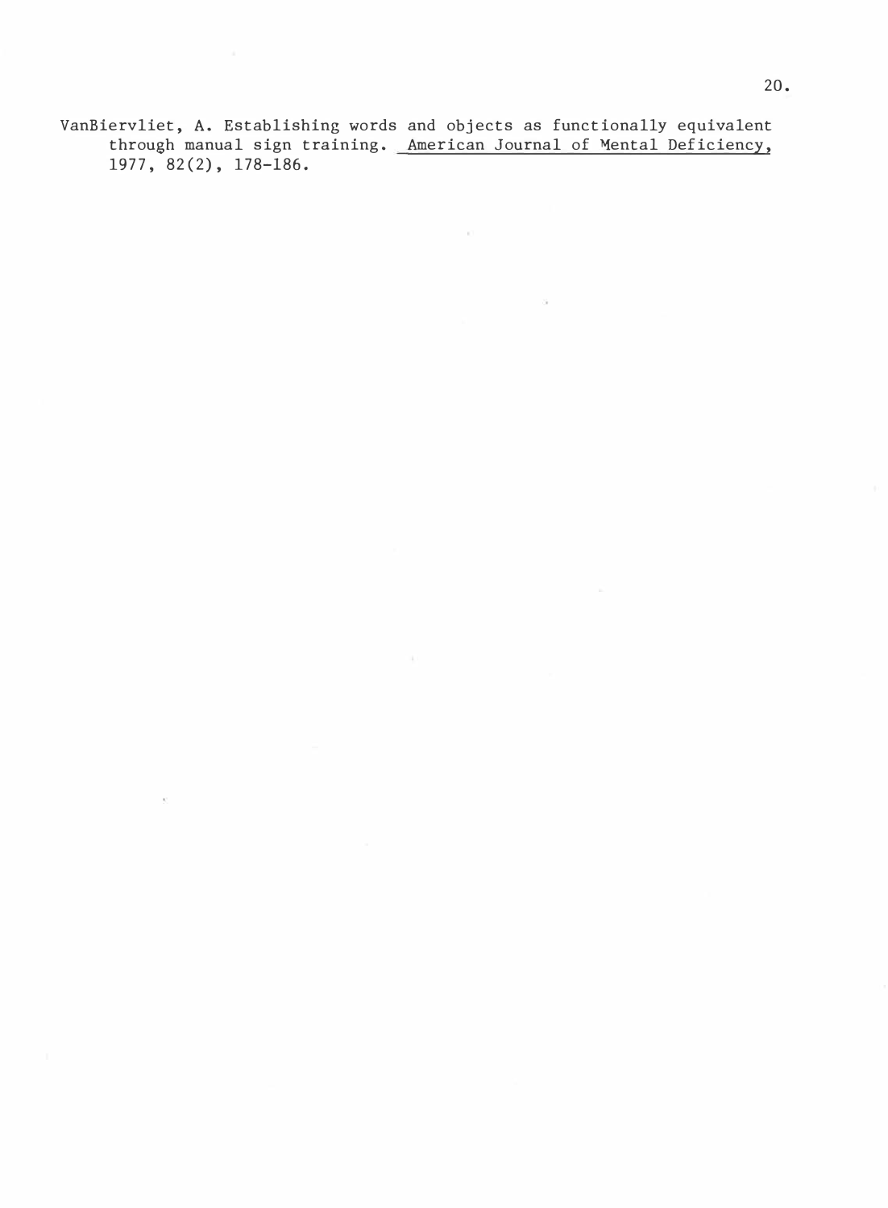VanBiervliet, A. Establishing words and objects as functionally equivalent through manual sign training. _American Journal of Mental Deficiency_, 1977, 82(2), 178-186.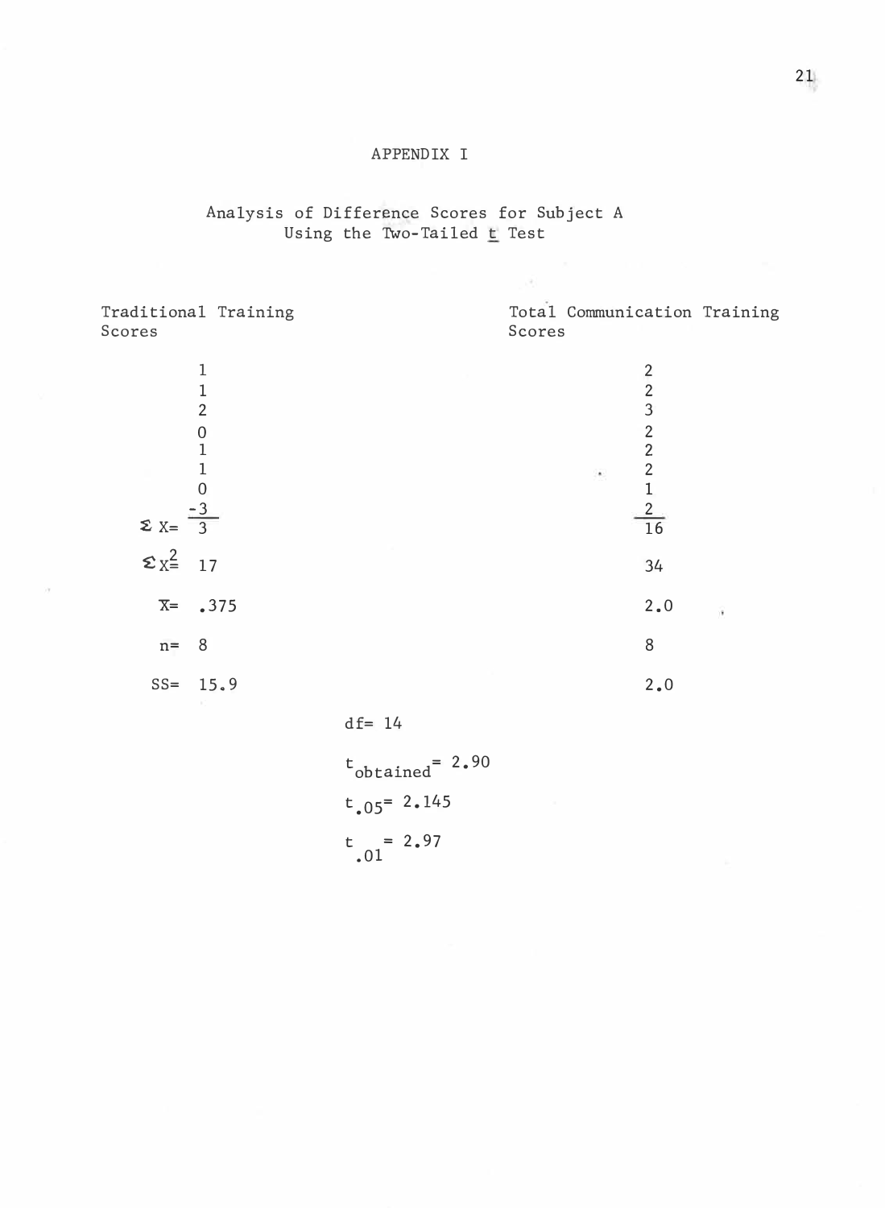# APPENDIX I

## Analysis of Difference Scores for Subject A Using the Two-Tailed $\underline{t}$ Test

| | Traditional Training Scores | Total Communication Training Scores |
|---|---|---|
| | 1 | 2 |
| | 1 | 2 |
| | 2 | 3 |
| | 0 | 2 |
| | 1 | 2 |
| | 1 | 2 |
| | 0 | 1 |
| | -3 | 2 |
| $\Sigma X=$ | 3 | 16 |
| $\Sigma X^2=$ | 17 | 34 |
| $\overline{X}=$ | .375 | 2.0 |
| $n=$ | 8 | 8 |
| $SS=$ | 15.9 | 2.0 |

$df = 14$

$t_{obtained} = 2.90$

$t_{.05} = 2.145$

$t_{.01} = 2.97$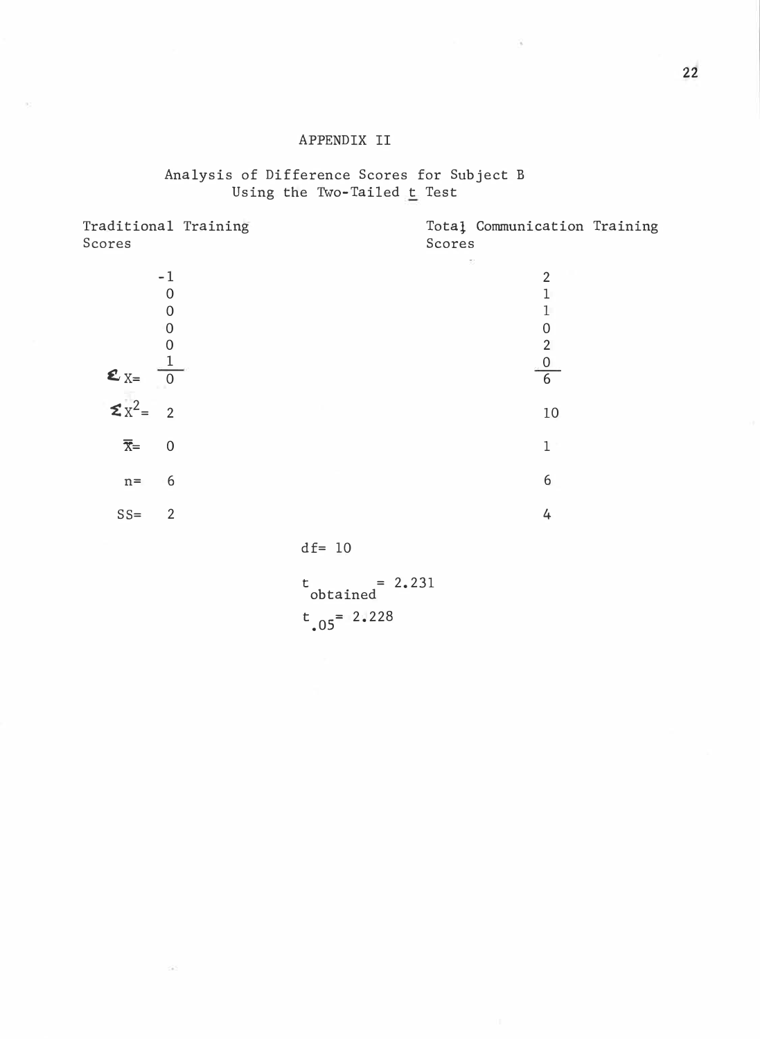# APPENDIX II

## Analysis of Difference Scores for Subject B Using the Two-Tailed t Test

| | Traditional Training Scores | Total Communication Training Scores |
|---|---|---|
| | -1 | 2 |
| | 0 | 1 |
| | 0 | 1 |
| | 0 | 0 |
| | 0 | 2 |
| | 1 | 0 |
| $\Sigma X=$ | 0 | 6 |
| $\Sigma X^2=$ | 2 | 10 |
| $\bar{X}=$ | 0 | 1 |
| n= | 6 | 6 |
| SS= | 2 | 4 |

df= 10

$t_{obtained} = 2.231$

$t_{.05} = 2.228$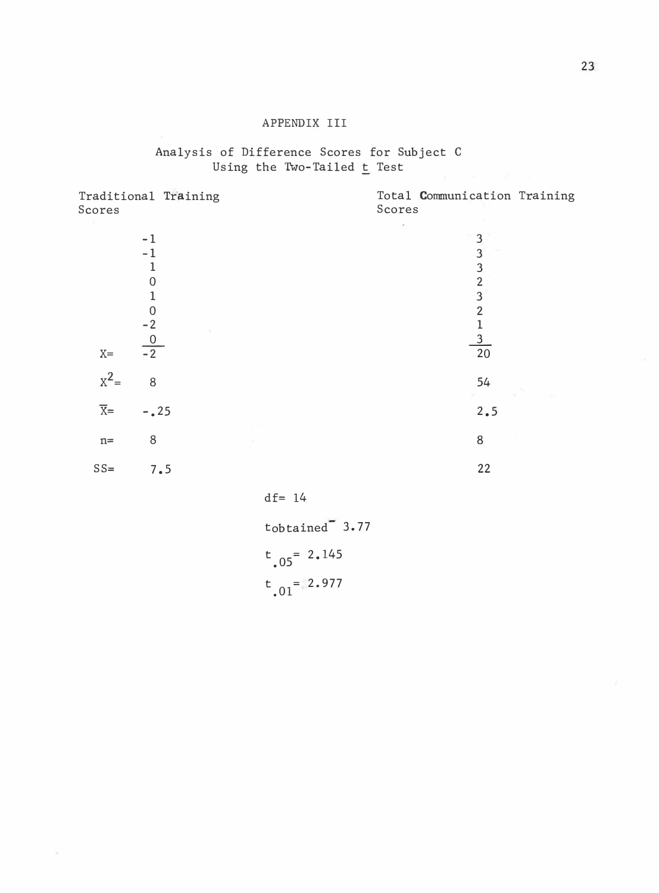APPENDIX III

Analysis of Difference Scores for Subject C
Using the Two-Tailed $\underline{t}$ Test

| | Traditional Training Scores | Total Communication Training Scores |
|---|---|---|
| | -1 | 3 |
| | -1 | 3 |
| | 1 | 3 |
| | 0 | 2 |
| | 1 | 3 |
| | 0 | 2 |
| | -2 | 1 |
| | 0 | 3 |
| $X=$ | -2 | 20 |
| $X^2=$ | 8 | 54 |
| $\overline{X}=$ | -.25 | 2.5 |
| $n=$ | 8 | 8 |
| $SS=$ | 7.5 | 22 |

df= 14

$t_{obtained} = 3.77$

$t_{.05} = 2.145$

$t_{.01} = 2.977$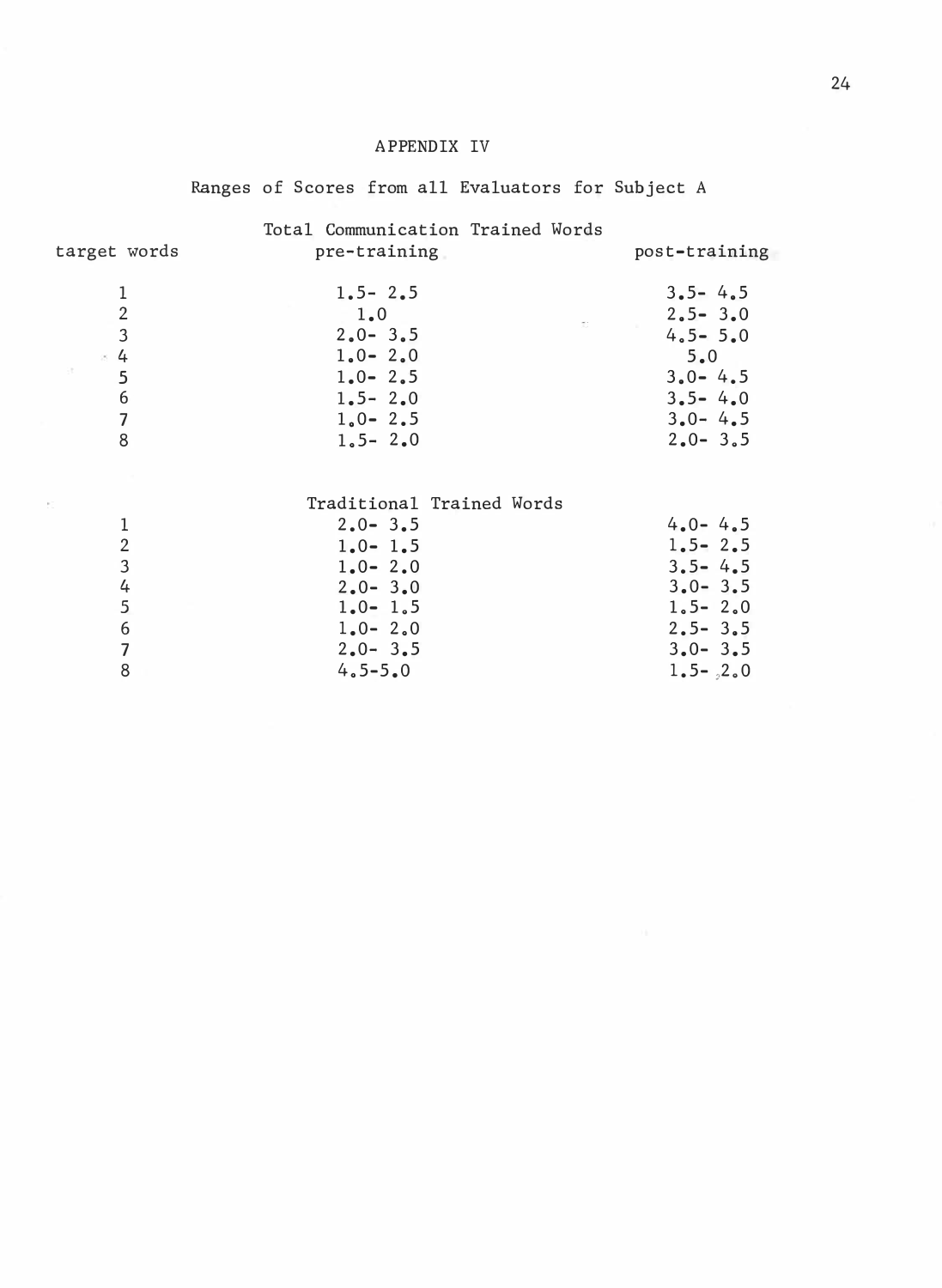# APPENDIX IV

## Ranges of Scores from all Evaluators for Subject A

| target words | pre-training | post-training |
|---|---|---|
| | **Total Communication Trained Words** | |
| 1 | 1.5- 2.5 | 3.5- 4.5 |
| 2 | 1.0 | 2.5- 3.0 |
| 3 | 2.0- 3.5 | 4.5- 5.0 |
| 4 | 1.0- 2.0 | 5.0 |
| 5 | 1.0- 2.5 | 3.0- 4.5 |
| 6 | 1.5- 2.0 | 3.5- 4.0 |
| 7 | 1.0- 2.5 | 3.0- 4.5 |
| 8 | 1.5- 2.0 | 2.0- 3.5 |
| | **Traditional Trained Words** | |
| 1 | 2.0- 3.5 | 4.0- 4.5 |
| 2 | 1.0- 1.5 | 1.5- 2.5 |
| 3 | 1.0- 2.0 | 3.5- 4.5 |
| 4 | 2.0- 3.0 | 3.0- 3.5 |
| 5 | 1.0- 1.5 | 1.5- 2.0 |
| 6 | 1.0- 2.0 | 2.5- 3.5 |
| 7 | 2.0- 3.5 | 3.0- 3.5 |
| 8 | 4.5-5.0 | 1.5- 2.0 |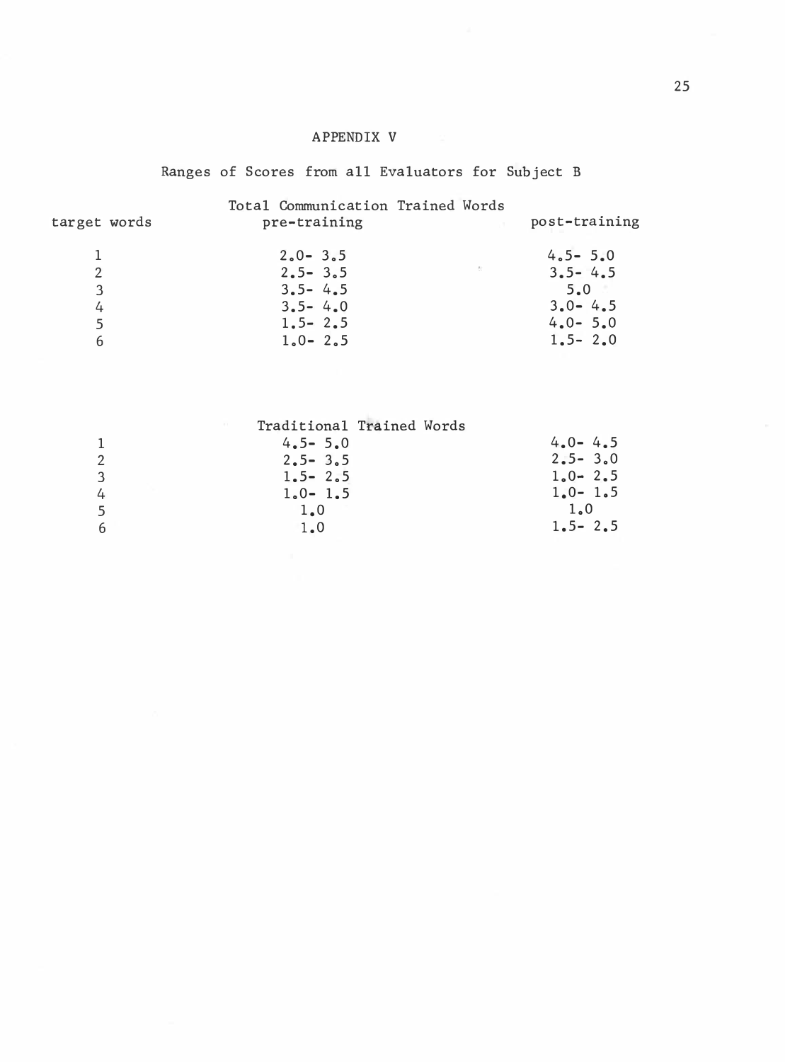# APPENDIX V

## Ranges of Scores from all Evaluators for Subject B

| target words | pre-training | post-training |
|---|---|---|
| **Total Communication Trained Words** | | |
| 1 | 2.0- 3.5 | 4.5- 5.0 |
| 2 | 2.5- 3.5 | 3.5- 4.5 |
| 3 | 3.5- 4.5 | 5.0 |
| 4 | 3.5- 4.0 | 3.0- 4.5 |
| 5 | 1.5- 2.5 | 4.0- 5.0 |
| 6 | 1.0- 2.5 | 1.5- 2.0 |
| **Traditional Trained Words** | | |
| 1 | 4.5- 5.0 | 4.0- 4.5 |
| 2 | 2.5- 3.5 | 2.5- 3.0 |
| 3 | 1.5- 2.5 | 1.0- 2.5 |
| 4 | 1.0- 1.5 | 1.0- 1.5 |
| 5 | 1.0 | 1.0 |
| 6 | 1.0 | 1.5- 2.5 |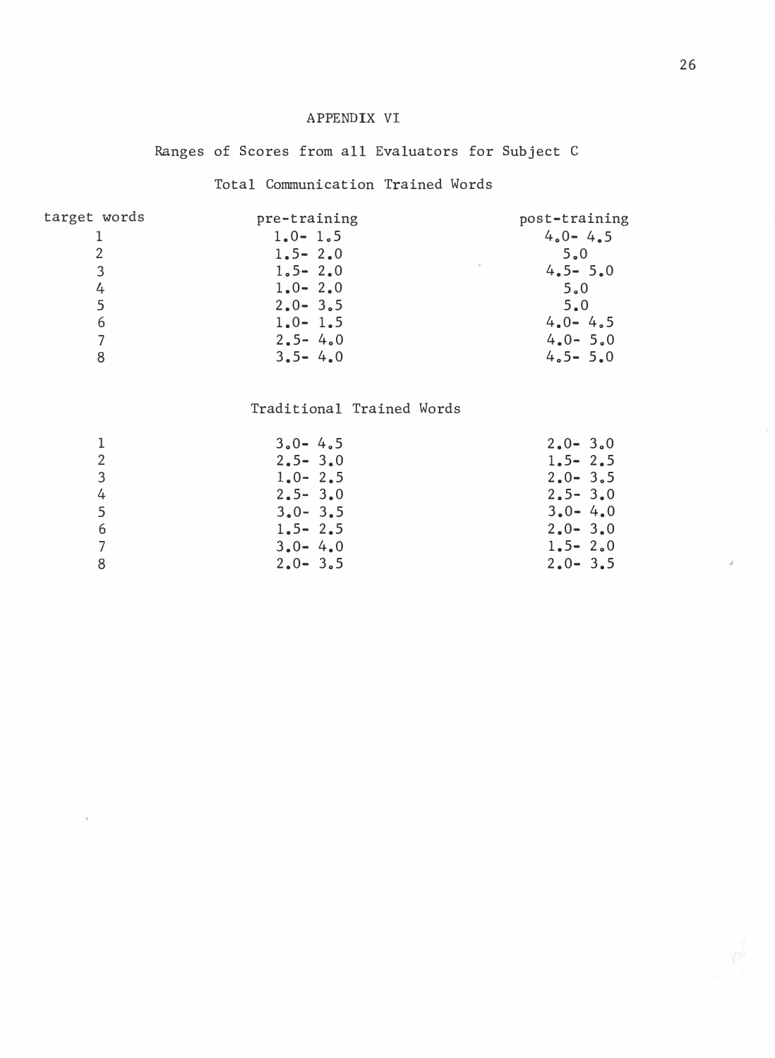# APPENDIX VI

## Ranges of Scores from all Evaluators for Subject C

### Total Communication Trained Words

| target words | pre-training | post-training |
|---|---|---|
| 1 | 1.0- 1.5 | 4.0- 4.5 |
| 2 | 1.5- 2.0 | 5.0 |
| 3 | 1.5- 2.0 | 4.5- 5.0 |
| 4 | 1.0- 2.0 | 5.0 |
| 5 | 2.0- 3.5 | 5.0 |
| 6 | 1.0- 1.5 | 4.0- 4.5 |
| 7 | 2.5- 4.0 | 4.0- 5.0 |
| 8 | 3.5- 4.0 | 4.5- 5.0 |

### Traditional Trained Words

| | | |
|---|---|---|
| 1 | 3.0- 4.5 | 2.0- 3.0 |
| 2 | 2.5- 3.0 | 1.5- 2.5 |
| 3 | 1.0- 2.5 | 2.0- 3.5 |
| 4 | 2.5- 3.0 | 2.5- 3.0 |
| 5 | 3.0- 3.5 | 3.0- 4.0 |
| 6 | 1.5- 2.5 | 2.0- 3.0 |
| 7 | 3.0- 4.0 | 1.5- 2.0 |
| 8 | 2.0- 3.5 | 2.0- 3.5 |